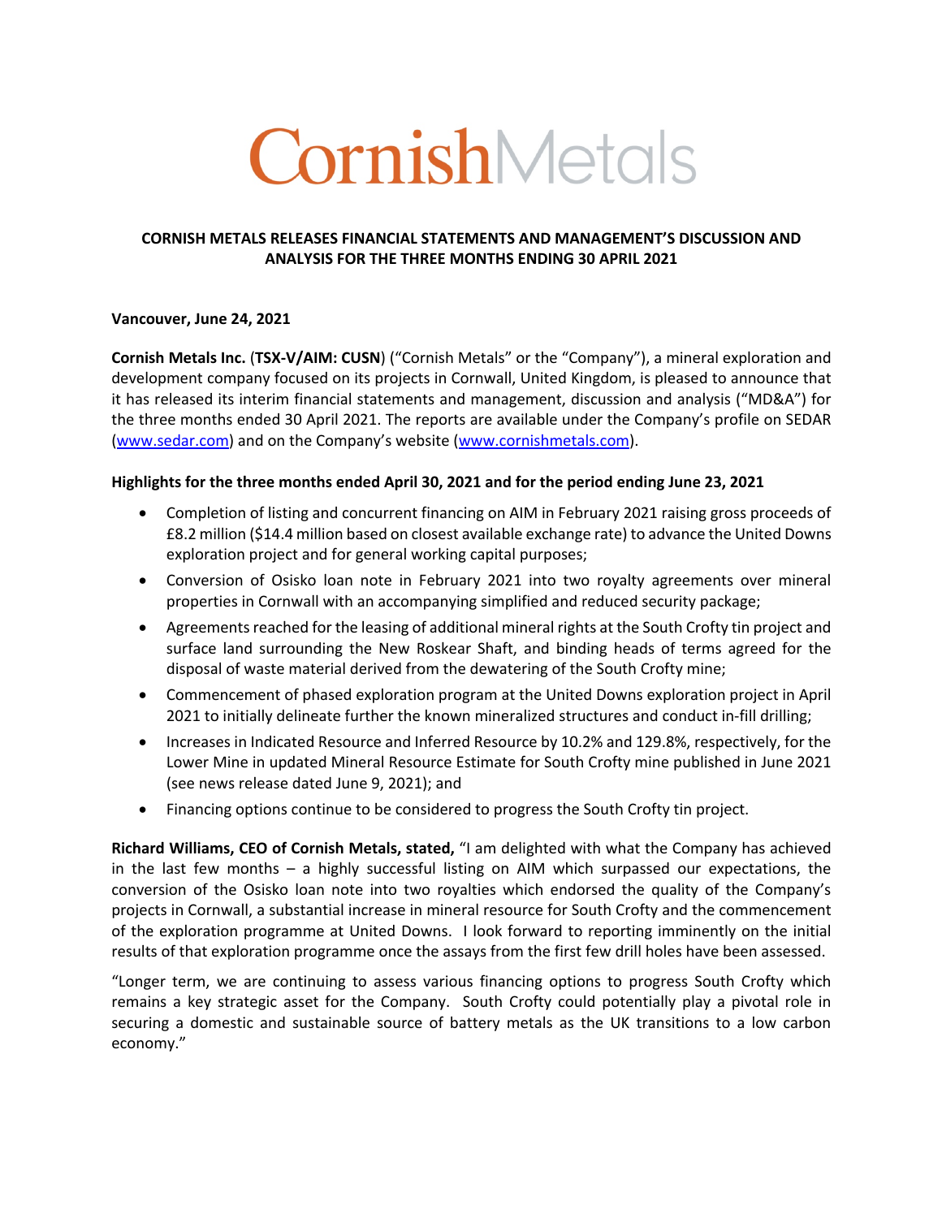CornishMetals

**CORNISH METALS RELEASES FINANCIAL STATEMENTS AND MANAGEMENT'S DISCUSSION AND ANALYSIS FOR THE THREE MONTHS ENDING 30 APRIL 2021**

**Vancouver, June 24, 2021**

**Cornish Metals Inc.** (**TSX-V/AIM: CUSN**) ("Cornish Metals" or the "Company"), a mineral exploration and development company focused on its projects in Cornwall, United Kingdom, is pleased to announce that it has released its interim financial statements and management, discussion and analysis ("MD&A") for the three months ended 30 April 2021. The reports are available under the Company's profile on SEDAR (www.sedar.com) and on the Company's website (www.cornishmetals.com).

**Highlights for the three months ended April 30, 2021 and for the period ending June 23, 2021**

- Completion of listing and concurrent financing on AIM in February 2021 raising gross proceeds of £8.2 million ($14.4 million based on closest available exchange rate) to advance the United Downs exploration project and for general working capital purposes;
- Conversion of Osisko loan note in February 2021 into two royalty agreements over mineral properties in Cornwall with an accompanying simplified and reduced security package;
- Agreements reached for the leasing of additional mineral rights at the South Crofty tin project and surface land surrounding the New Roskear Shaft, and binding heads of terms agreed for the disposal of waste material derived from the dewatering of the South Crofty mine;
- Commencement of phased exploration program at the United Downs exploration project in April 2021 to initially delineate further the known mineralized structures and conduct in-fill drilling;
- Increases in Indicated Resource and Inferred Resource by 10.2% and 129.8%, respectively, for the Lower Mine in updated Mineral Resource Estimate for South Crofty mine published in June 2021 (see news release dated June 9, 2021); and
- Financing options continue to be considered to progress the South Crofty tin project.

**Richard Williams, CEO of Cornish Metals, stated,** "I am delighted with what the Company has achieved in the last few months – a highly successful listing on AIM which surpassed our expectations, the conversion of the Osisko loan note into two royalties which endorsed the quality of the Company's projects in Cornwall, a substantial increase in mineral resource for South Crofty and the commencement of the exploration programme at United Downs. I look forward to reporting imminently on the initial results of that exploration programme once the assays from the first few drill holes have been assessed.

"Longer term, we are continuing to assess various financing options to progress South Crofty which remains a key strategic asset for the Company. South Crofty could potentially play a pivotal role in securing a domestic and sustainable source of battery metals as the UK transitions to a low carbon economy."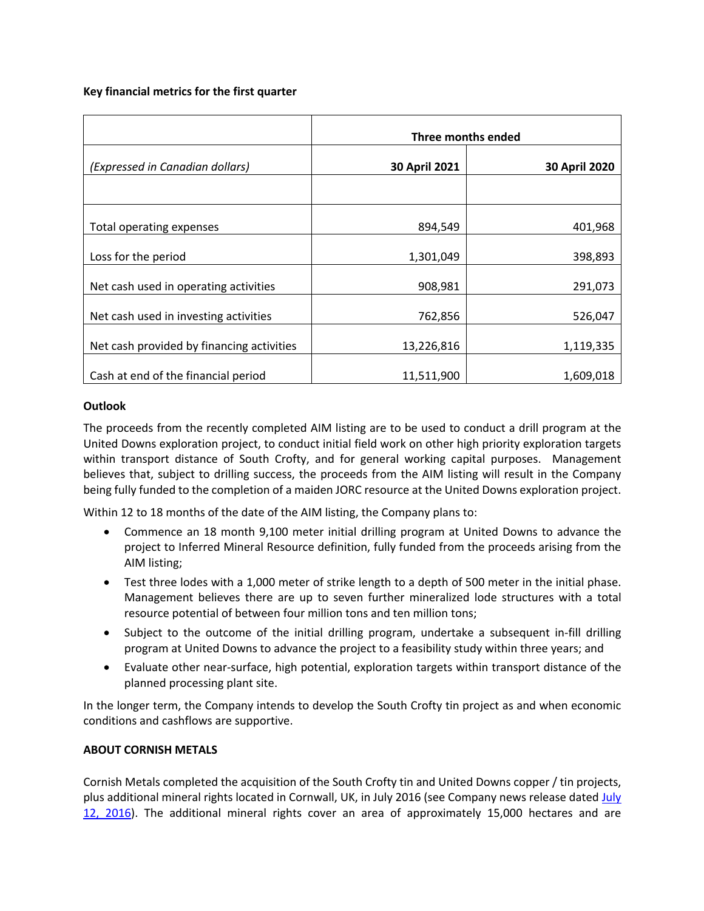**Key financial metrics for the first quarter**

| | Three months ended | |
|---|---|---|
| *(Expressed in Canadian dollars)* | **30 April 2021** | **30 April 2020** |
| | | |
| Total operating expenses | 894,549 | 401,968 |
| Loss for the period | 1,301,049 | 398,893 |
| Net cash used in operating activities | 908,981 | 291,073 |
| Net cash used in investing activities | 762,856 | 526,047 |
| Net cash provided by financing activities | 13,226,816 | 1,119,335 |
| Cash at end of the financial period | 11,511,900 | 1,609,018 |

**Outlook**

The proceeds from the recently completed AIM listing are to be used to conduct a drill program at the United Downs exploration project, to conduct initial field work on other high priority exploration targets within transport distance of South Crofty, and for general working capital purposes. Management believes that, subject to drilling success, the proceeds from the AIM listing will result in the Company being fully funded to the completion of a maiden JORC resource at the United Downs exploration project.

Within 12 to 18 months of the date of the AIM listing, the Company plans to:

- Commence an 18 month 9,100 meter initial drilling program at United Downs to advance the project to Inferred Mineral Resource definition, fully funded from the proceeds arising from the AIM listing;
- Test three lodes with a 1,000 meter of strike length to a depth of 500 meter in the initial phase. Management believes there are up to seven further mineralized lode structures with a total resource potential of between four million tons and ten million tons;
- Subject to the outcome of the initial drilling program, undertake a subsequent in-fill drilling program at United Downs to advance the project to a feasibility study within three years; and
- Evaluate other near-surface, high potential, exploration targets within transport distance of the planned processing plant site.

In the longer term, the Company intends to develop the South Crofty tin project as and when economic conditions and cashflows are supportive.

**ABOUT CORNISH METALS**

Cornish Metals completed the acquisition of the South Crofty tin and United Downs copper / tin projects, plus additional mineral rights located in Cornwall, UK, in July 2016 (see Company news release dated July 12, 2016). The additional mineral rights cover an area of approximately 15,000 hectares and are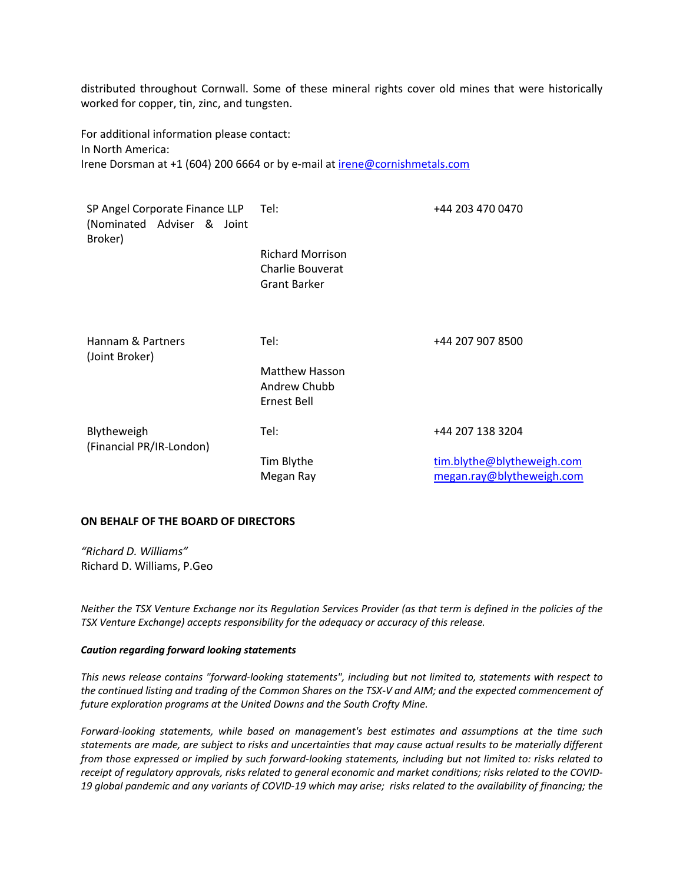distributed throughout Cornwall. Some of these mineral rights cover old mines that were historically worked for copper, tin, zinc, and tungsten.

For additional information please contact:
In North America:
Irene Dorsman at +1 (604) 200 6664 or by e-mail at irene@cornishmetals.com

| | | |
|---|---|---|
| SP Angel Corporate Finance LLP (Nominated Adviser & Joint Broker) | Tel: | +44 203 470 0470 |
| | Richard Morrison<br>Charlie Bouverat<br>Grant Barker | |
| Hannam & Partners (Joint Broker) | Tel: | +44 207 907 8500 |
| | Matthew Hasson<br>Andrew Chubb<br>Ernest Bell | |
| Blytheweigh (Financial PR/IR-London) | Tel: | +44 207 138 3204 |
| | Tim Blythe<br>Megan Ray | tim.blythe@blytheweigh.com<br>megan.ray@blytheweigh.com |

**ON BEHALF OF THE BOARD OF DIRECTORS**

*"Richard D. Williams"*
Richard D. Williams, P.Geo

*Neither the TSX Venture Exchange nor its Regulation Services Provider (as that term is defined in the policies of the TSX Venture Exchange) accepts responsibility for the adequacy or accuracy of this release.*

***Caution regarding forward looking statements***

*This news release contains "forward-looking statements", including but not limited to, statements with respect to the continued listing and trading of the Common Shares on the TSX-V and AIM; and the expected commencement of future exploration programs at the United Downs and the South Crofty Mine.*

*Forward-looking statements, while based on management's best estimates and assumptions at the time such statements are made, are subject to risks and uncertainties that may cause actual results to be materially different from those expressed or implied by such forward-looking statements, including but not limited to: risks related to receipt of regulatory approvals, risks related to general economic and market conditions; risks related to the COVID-19 global pandemic and any variants of COVID-19 which may arise; risks related to the availability of financing; the*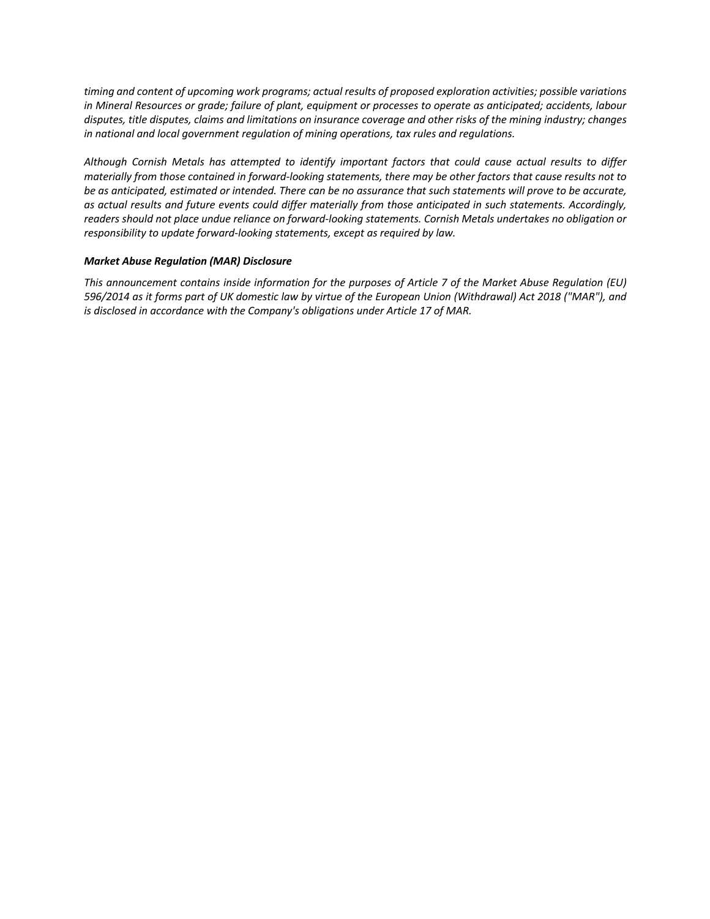*timing and content of upcoming work programs; actual results of proposed exploration activities; possible variations in Mineral Resources or grade; failure of plant, equipment or processes to operate as anticipated; accidents, labour disputes, title disputes, claims and limitations on insurance coverage and other risks of the mining industry; changes in national and local government regulation of mining operations, tax rules and regulations.*

*Although Cornish Metals has attempted to identify important factors that could cause actual results to differ materially from those contained in forward-looking statements, there may be other factors that cause results not to be as anticipated, estimated or intended. There can be no assurance that such statements will prove to be accurate, as actual results and future events could differ materially from those anticipated in such statements. Accordingly, readers should not place undue reliance on forward-looking statements. Cornish Metals undertakes no obligation or responsibility to update forward-looking statements, except as required by law.*

***Market Abuse Regulation (MAR) Disclosure***

*This announcement contains inside information for the purposes of Article 7 of the Market Abuse Regulation (EU) 596/2014 as it forms part of UK domestic law by virtue of the European Union (Withdrawal) Act 2018 ("MAR"), and is disclosed in accordance with the Company's obligations under Article 17 of MAR.*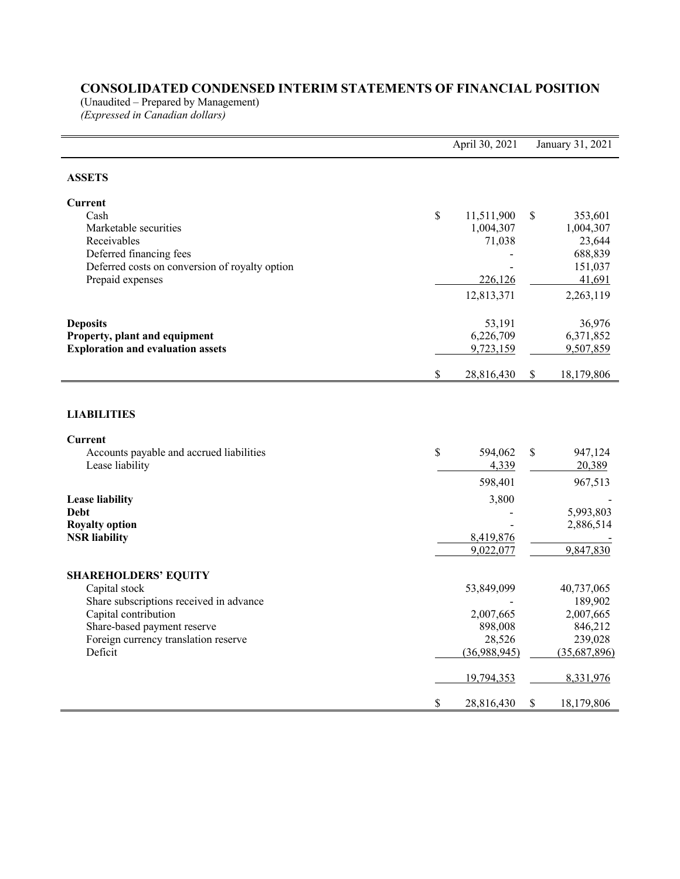# CONSOLIDATED CONDENSED INTERIM STATEMENTS OF FINANCIAL POSITION

(Unaudited – Prepared by Management)

*(Expressed in Canadian dollars)*

| | April 30, 2021 | January 31, 2021 |
|---|---|---|
| **ASSETS** | | |
| **Current** | | |
| Cash | $ 11,511,900 | $ 353,601 |
| Marketable securities | 1,004,307 | 1,004,307 |
| Receivables | 71,038 | 23,644 |
| Deferred financing fees | - | 688,839 |
| Deferred costs on conversion of royalty option | - | 151,037 |
| Prepaid expenses | 226,126 | 41,691 |
| | 12,813,371 | 2,263,119 |
| **Deposits** | 53,191 | 36,976 |
| **Property, plant and equipment** | 6,226,709 | 6,371,852 |
| **Exploration and evaluation assets** | 9,723,159 | 9,507,859 |
| | $ 28,816,430 | $ 18,179,806 |
| **LIABILITIES** | | |
| **Current** | | |
| Accounts payable and accrued liabilities | $ 594,062 | $ 947,124 |
| Lease liability | 4,339 | 20,389 |
| | 598,401 | 967,513 |
| **Lease liability** | 3,800 | - |
| **Debt** | - | 5,993,803 |
| **Royalty option** | - | 2,886,514 |
| **NSR liability** | 8,419,876 | - |
| | 9,022,077 | 9,847,830 |
| **SHAREHOLDERS' EQUITY** | | |
| Capital stock | 53,849,099 | 40,737,065 |
| Share subscriptions received in advance | - | 189,902 |
| Capital contribution | 2,007,665 | 2,007,665 |
| Share-based payment reserve | 898,008 | 846,212 |
| Foreign currency translation reserve | 28,526 | 239,028 |
| Deficit | (36,988,945) | (35,687,896) |
| | 19,794,353 | 8,331,976 |
| | $ 28,816,430 | $ 18,179,806 |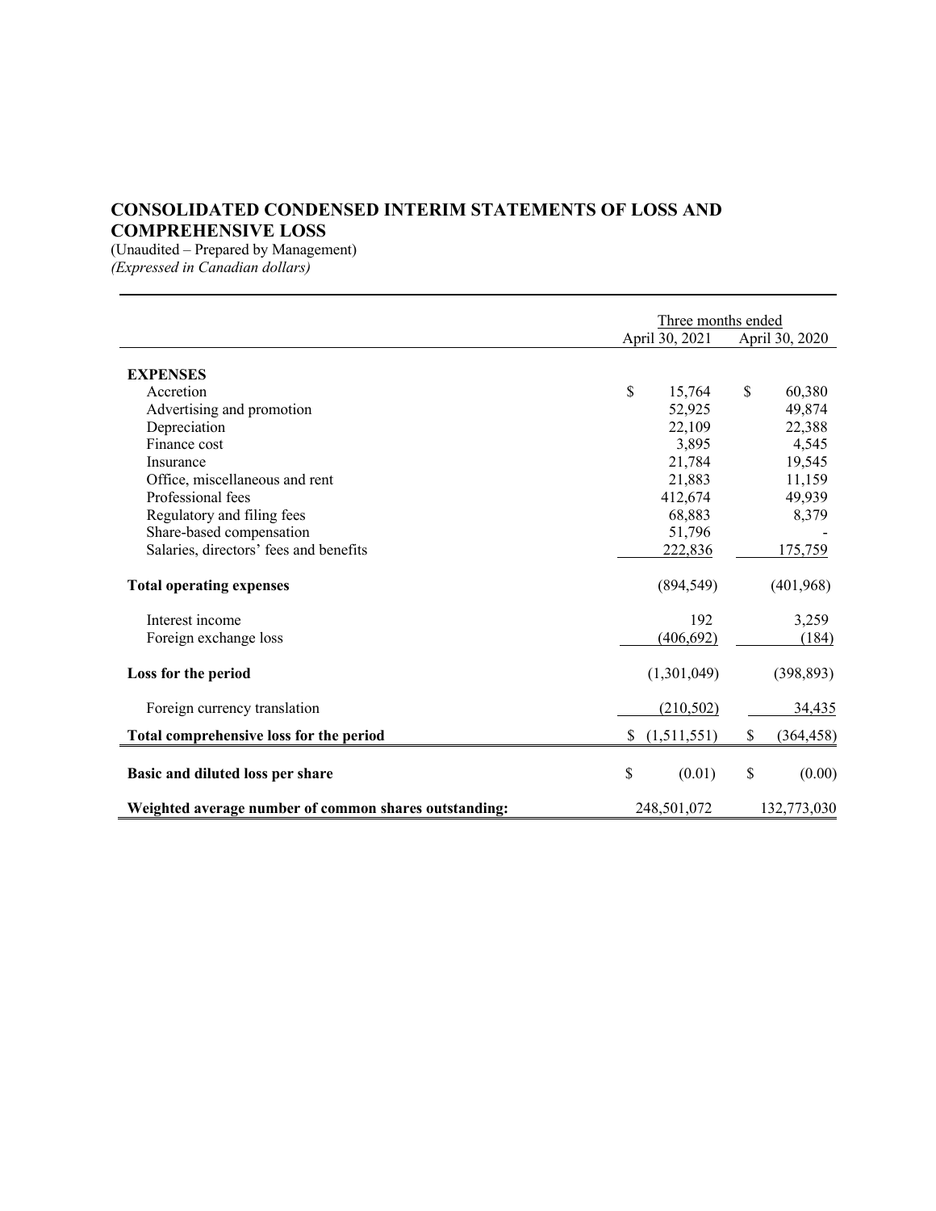# CONSOLIDATED CONDENSED INTERIM STATEMENTS OF LOSS AND COMPREHENSIVE LOSS

(Unaudited – Prepared by Management)
*(Expressed in Canadian dollars)*

| | Three months ended | |
|---|---|---|
| | April 30, 2021 | April 30, 2020 |
| **EXPENSES** | | |
| Accretion | $ 15,764 | $ 60,380 |
| Advertising and promotion | 52,925 | 49,874 |
| Depreciation | 22,109 | 22,388 |
| Finance cost | 3,895 | 4,545 |
| Insurance | 21,784 | 19,545 |
| Office, miscellaneous and rent | 21,883 | 11,159 |
| Professional fees | 412,674 | 49,939 |
| Regulatory and filing fees | 68,883 | 8,379 |
| Share-based compensation | 51,796 | - |
| Salaries, directors' fees and benefits | 222,836 | 175,759 |
| **Total operating expenses** | (894,549) | (401,968) |
| Interest income | 192 | 3,259 |
| Foreign exchange loss | (406,692) | (184) |
| **Loss for the period** | (1,301,049) | (398,893) |
| Foreign currency translation | (210,502) | 34,435 |
| **Total comprehensive loss for the period** | $ (1,511,551) | $ (364,458) |
| **Basic and diluted loss per share** | $ (0.01) | $ (0.00) |
| **Weighted average number of common shares outstanding:** | 248,501,072 | 132,773,030 |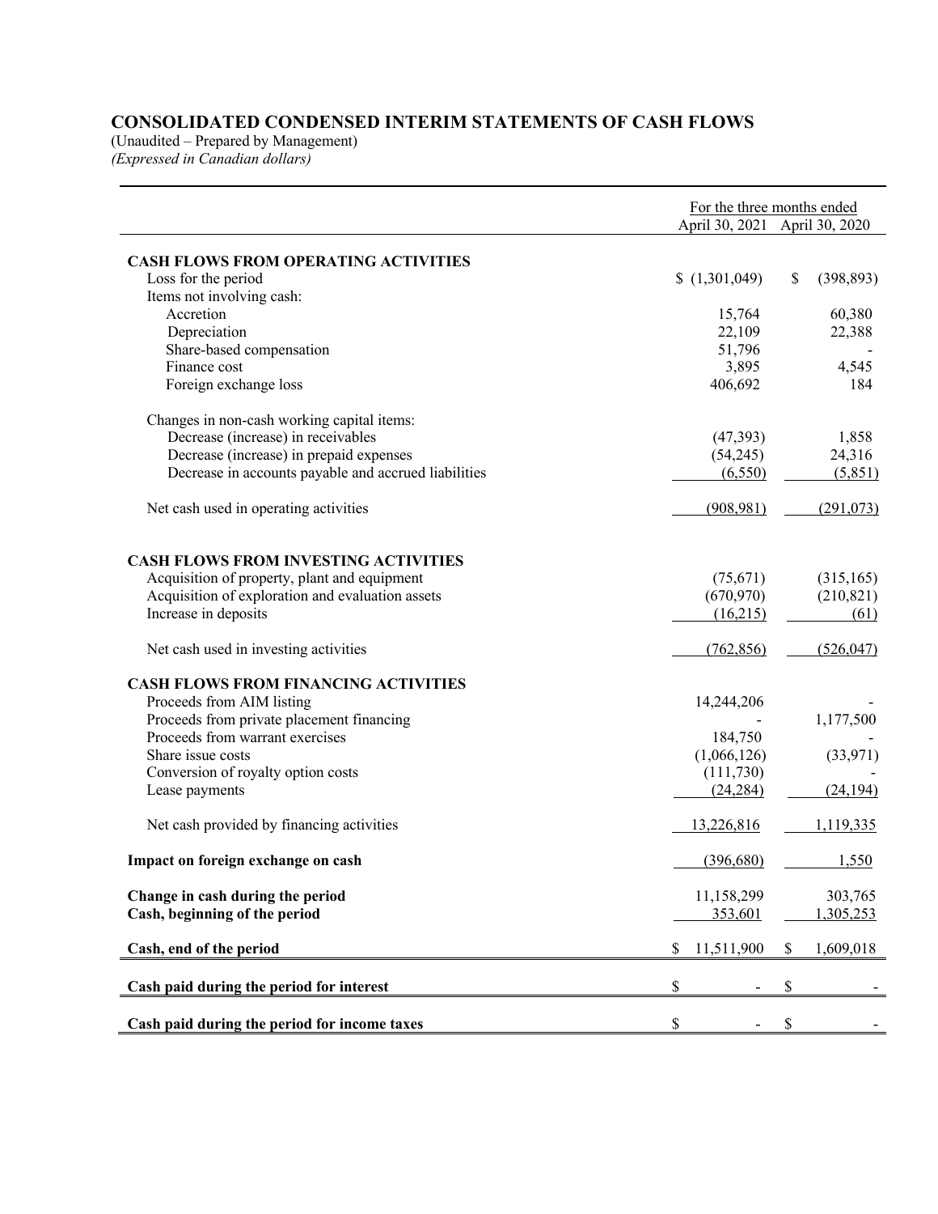# CONSOLIDATED CONDENSED INTERIM STATEMENTS OF CASH FLOWS

(Unaudited – Prepared by Management)
*(Expressed in Canadian dollars)*

| | For the three months ended April 30, 2021 | For the three months ended April 30, 2020 |
|---|---|---|
| **CASH FLOWS FROM OPERATING ACTIVITIES** | | |
| Loss for the period | $ (1,301,049) | $ (398,893) |
| Items not involving cash: | | |
| Accretion | 15,764 | 60,380 |
| Depreciation | 22,109 | 22,388 |
| Share-based compensation | 51,796 | - |
| Finance cost | 3,895 | 4,545 |
| Foreign exchange loss | 406,692 | 184 |
| Changes in non-cash working capital items: | | |
| Decrease (increase) in receivables | (47,393) | 1,858 |
| Decrease (increase) in prepaid expenses | (54,245) | 24,316 |
| Decrease in accounts payable and accrued liabilities | (6,550) | (5,851) |
| Net cash used in operating activities | (908,981) | (291,073) |
| **CASH FLOWS FROM INVESTING ACTIVITIES** | | |
| Acquisition of property, plant and equipment | (75,671) | (315,165) |
| Acquisition of exploration and evaluation assets | (670,970) | (210,821) |
| Increase in deposits | (16,215) | (61) |
| Net cash used in investing activities | (762,856) | (526,047) |
| **CASH FLOWS FROM FINANCING ACTIVITIES** | | |
| Proceeds from AIM listing | 14,244,206 | - |
| Proceeds from private placement financing | - | 1,177,500 |
| Proceeds from warrant exercises | 184,750 | - |
| Share issue costs | (1,066,126) | (33,971) |
| Conversion of royalty option costs | (111,730) | - |
| Lease payments | (24,284) | (24,194) |
| Net cash provided by financing activities | 13,226,816 | 1,119,335 |
| **Impact on foreign exchange on cash** | (396,680) | 1,550 |
| **Change in cash during the period** | 11,158,299 | 303,765 |
| **Cash, beginning of the period** | 353,601 | 1,305,253 |
| **Cash, end of the period** | $ 11,511,900 | $ 1,609,018 |
| **Cash paid during the period for interest** | $ - | $ - |
| **Cash paid during the period for income taxes** | $ - | $ - |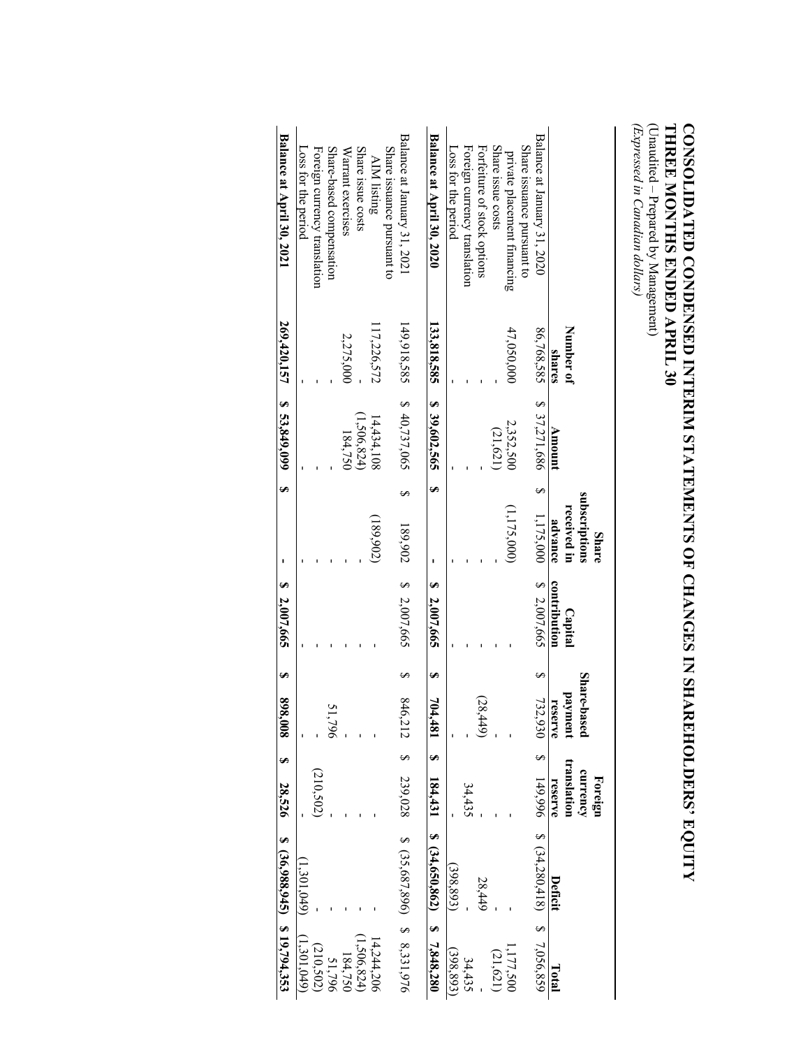# CONSOLIDATED CONDENSED INTERIM STATEMENTS OF CHANGES IN SHAREHOLDERS' EQUITY
## THREE MONTHS ENDED APRIL 30

(Unaudited – Prepared by Management)
*(Expressed in Canadian dollars)*

| | Number of shares | Amount | Share subscriptions received in advance | Capital contribution | Share-based payment reserve | Foreign currency translation reserve | Deficit | Total |
|---|---|---|---|---|---|---|---|---|
| Balance at January 31, 2020 | 86,768,585 | $ 37,271,686 | $ 1,175,000 | $ 2,007,665 | $ 732,930 | $ 149,996 | $ (34,280,418) | $ 7,056,859 |
| Share issuance pursuant to private placement financing | 47,050,000 | 2,352,500 | (1,175,000) | - | - | - | - | 1,177,500 |
| Share issue costs | - | (21,621) | - | - | - | - | - | (21,621) |
| Forfeiture of stock options | - | - | - | - | (28,449) | - | 28,449 | - |
| Foreign currency translation | - | - | - | - | - | 34,435 | - | 34,435 |
| Loss for the period | - | - | - | - | - | - | (398,893) | (398,893) |
| **Balance at April 30, 2020** | **133,818,585** | **$ 39,602,565** | **$ -** | **$ 2,007,665** | **$ 704,481** | **$ 184,431** | **$ (34,650,862)** | **$ 7,848,280** |
| Balance at January 31, 2021 | 149,918,585 | $ 40,737,065 | $ 189,902 | $ 2,007,665 | $ 846,212 | $ 239,028 | $ (35,687,896) | $ 8,331,976 |
| Share issuance pursuant to AIM listing | 117,226,572 | 14,434,108 | (189,902) | - | - | - | - | 14,244,206 |
| Share issue costs | - | (1,506,824) | - | - | - | - | - | (1,506,824) |
| Warrant exercises | 2,275,000 | 184,750 | - | - | - | - | - | 184,750 |
| Share-based compensation | - | - | - | - | 51,796 | - | - | 51,796 |
| Foreign currency translation | - | - | - | - | - | (210,502) | - | (210,502) |
| Loss for the period | - | - | - | - | - | - | (1,301,049) | (1,301,049) |
| **Balance at April 30, 2021** | **269,420,157** | **$ 53,849,099** | **$ -** | **$ 2,007,665** | **$ 898,008** | **$ 28,526** | **$ (36,988,945)** | **$ 19,794,353** |